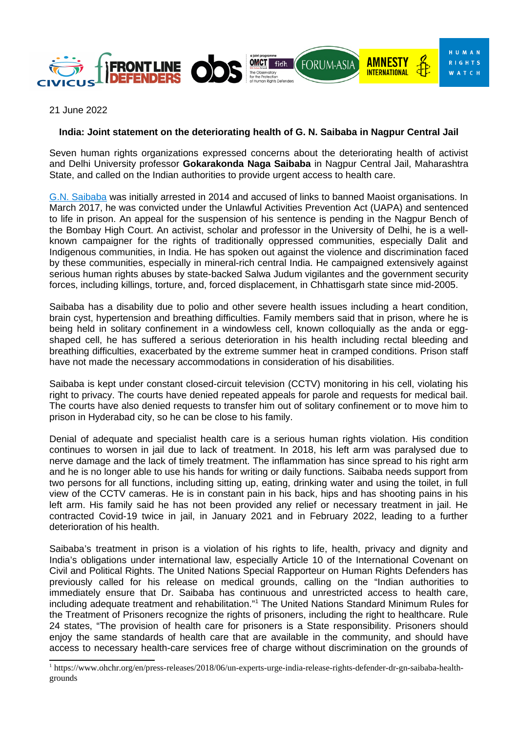21 June 2022

**India: Joint statement on the deteriorating health of G. N. Saibaba in Nagpur Central Jail**

Seven human rights organizations expressed concerns about the deteriorating health of activist and Delhi University professor **Gokarakonda Naga Saibaba** in Nagpur Central Jail, Maharashtra State, and called on the Indian authorities to provide urgent access to health care.

G.N. Saibaba was initially arrested in 2014 and accused of links to banned Maoist organisations. In March 2017, he was convicted under the Unlawful Activities Prevention Act (UAPA) and sentenced to life in prison. An appeal for the suspension of his sentence is pending in the Nagpur Bench of the Bombay High Court. An activist, scholar and professor in the University of Delhi, he is a well-known campaigner for the rights of traditionally oppressed communities, especially Dalit and Indigenous communities, in India. He has spoken out against the violence and discrimination faced by these communities, especially in mineral-rich central India. He campaigned extensively against serious human rights abuses by state-backed Salwa Judum vigilantes and the government security forces, including killings, torture, and, forced displacement, in Chhattisgarh state since mid-2005.

Saibaba has a disability due to polio and other severe health issues including a heart condition, brain cyst, hypertension and breathing difficulties. Family members said that in prison, where he is being held in solitary confinement in a windowless cell, known colloquially as the anda or egg-shaped cell, he has suffered a serious deterioration in his health including rectal bleeding and breathing difficulties, exacerbated by the extreme summer heat in cramped conditions. Prison staff have not made the necessary accommodations in consideration of his disabilities.

Saibaba is kept under constant closed-circuit television (CCTV) monitoring in his cell, violating his right to privacy. The courts have denied repeated appeals for parole and requests for medical bail. The courts have also denied requests to transfer him out of solitary confinement or to move him to prison in Hyderabad city, so he can be close to his family.

Denial of adequate and specialist health care is a serious human rights violation. His condition continues to worsen in jail due to lack of treatment. In 2018, his left arm was paralysed due to nerve damage and the lack of timely treatment. The inflammation has since spread to his right arm and he is no longer able to use his hands for writing or daily functions. Saibaba needs support from two persons for all functions, including sitting up, eating, drinking water and using the toilet, in full view of the CCTV cameras. He is in constant pain in his back, hips and has shooting pains in his left arm. His family said he has not been provided any relief or necessary treatment in jail. He contracted Covid-19 twice in jail, in January 2021 and in February 2022, leading to a further deterioration of his health.

Saibaba's treatment in prison is a violation of his rights to life, health, privacy and dignity and India's obligations under international law, especially Article 10 of the International Covenant on Civil and Political Rights. The United Nations Special Rapporteur on Human Rights Defenders has previously called for his release on medical grounds, calling on the "Indian authorities to immediately ensure that Dr. Saibaba has continuous and unrestricted access to health care, including adequate treatment and rehabilitation."[1] The United Nations Standard Minimum Rules for the Treatment of Prisoners recognize the rights of prisoners, including the right to healthcare. Rule 24 states, "The provision of health care for prisoners is a State responsibility. Prisoners should enjoy the same standards of health care that are available in the community, and should have access to necessary health-care services free of charge without discrimination on the grounds of

[1] https://www.ohchr.org/en/press-releases/2018/06/un-experts-urge-india-release-rights-defender-dr-gn-saibaba-health-grounds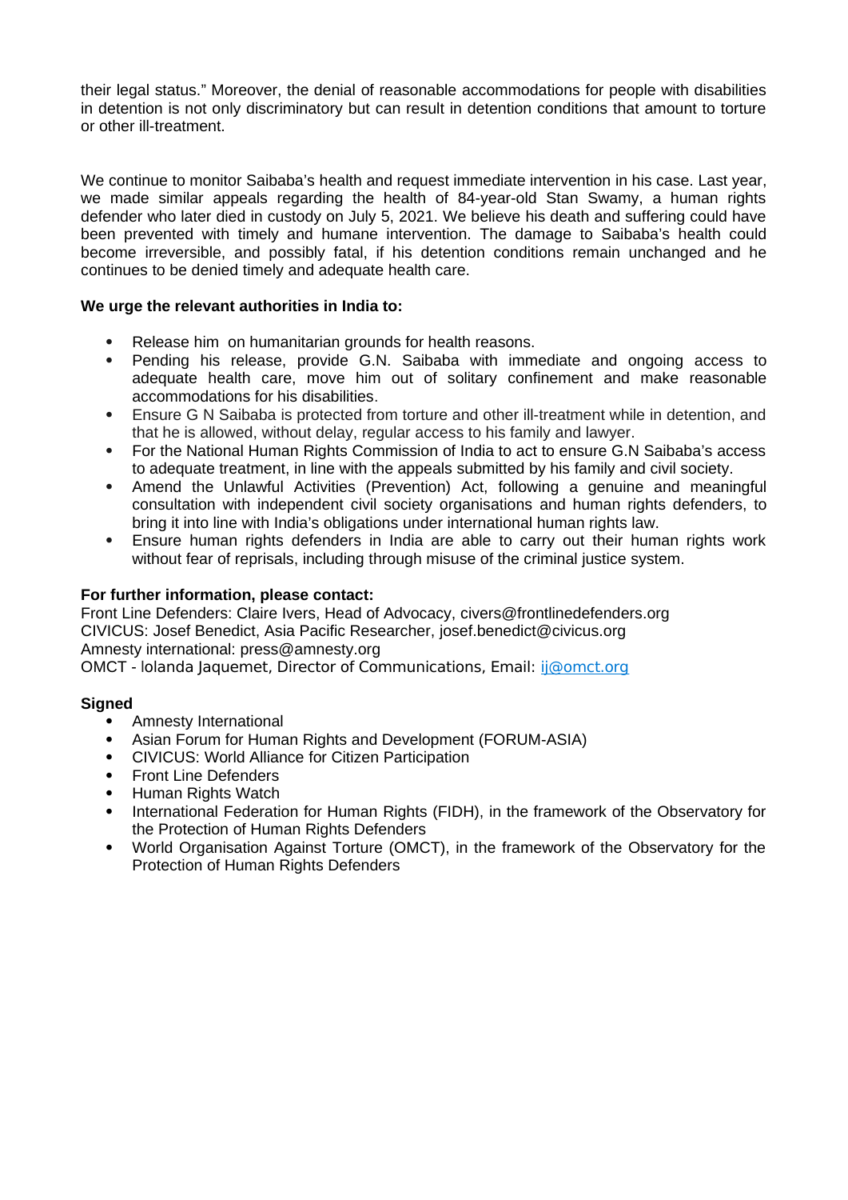their legal status." Moreover, the denial of reasonable accommodations for people with disabilities in detention is not only discriminatory but can result in detention conditions that amount to torture or other ill-treatment.

We continue to monitor Saibaba's health and request immediate intervention in his case. Last year, we made similar appeals regarding the health of 84-year-old Stan Swamy, a human rights defender who later died in custody on July 5, 2021. We believe his death and suffering could have been prevented with timely and humane intervention. The damage to Saibaba's health could become irreversible, and possibly fatal, if his detention conditions remain unchanged and he continues to be denied timely and adequate health care.

**We urge the relevant authorities in India to:**

- Release him on humanitarian grounds for health reasons.
- Pending his release, provide G.N. Saibaba with immediate and ongoing access to adequate health care, move him out of solitary confinement and make reasonable accommodations for his disabilities.
- Ensure G N Saibaba is protected from torture and other ill-treatment while in detention, and that he is allowed, without delay, regular access to his family and lawyer.
- For the National Human Rights Commission of India to act to ensure G.N Saibaba's access to adequate treatment, in line with the appeals submitted by his family and civil society.
- Amend the Unlawful Activities (Prevention) Act, following a genuine and meaningful consultation with independent civil society organisations and human rights defenders, to bring it into line with India's obligations under international human rights law.
- Ensure human rights defenders in India are able to carry out their human rights work without fear of reprisals, including through misuse of the criminal justice system.

**For further information, please contact:**

Front Line Defenders: Claire Ivers, Head of Advocacy, civers@frontlinedefenders.org
CIVICUS: Josef Benedict, Asia Pacific Researcher, josef.benedict@civicus.org
Amnesty international: press@amnesty.org
OMCT - Iolanda Jaquemet, Director of Communications, Email: ij@omct.org

**Signed**

- Amnesty International
- Asian Forum for Human Rights and Development (FORUM-ASIA)
- CIVICUS: World Alliance for Citizen Participation
- Front Line Defenders
- Human Rights Watch
- International Federation for Human Rights (FIDH), in the framework of the Observatory for the Protection of Human Rights Defenders
- World Organisation Against Torture (OMCT), in the framework of the Observatory for the Protection of Human Rights Defenders